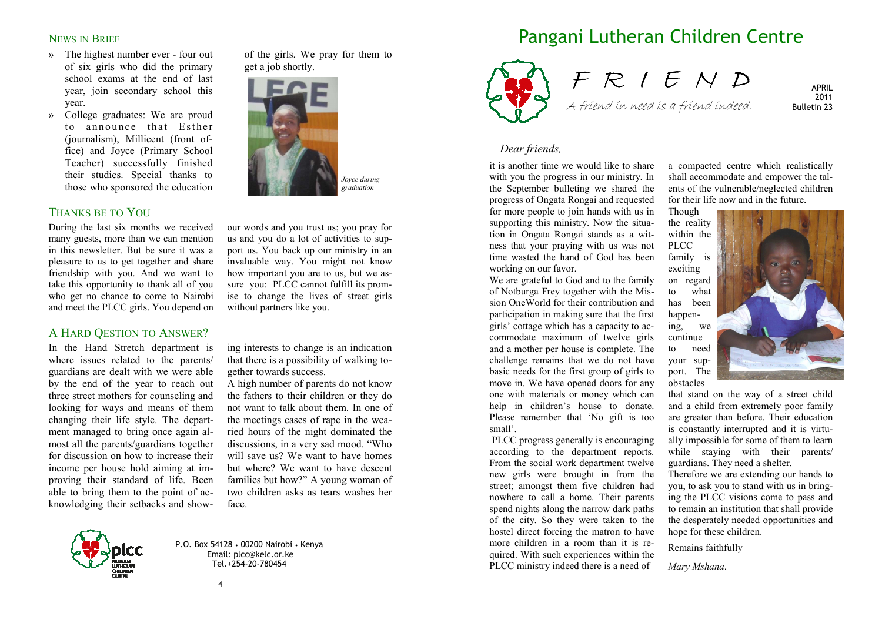## NEWS IN BRIEF

- The highest number ever - four out of six girls who did the primary school exams at the end of last year, join secondary school this year.
- College graduates: We are proud to announce that Esther (journalism), Millicent (front office) and Joyce (Primary School Teacher) successfully finished their studies. Special thanks to those who sponsored the education of the girls. We pray for them to get a job shortly.

*Joyce during graduation*

## THANKS BE TO YOU

During the last six months we received many guests, more than we can mention in this newsletter. But be sure it was a pleasure to us to get together and share friendship with you. And we want to take this opportunity to thank all of you who get no chance to come to Nairobi and meet the PLCC girls. You depend on our words and you trust us; you pray for us and you do a lot of activities to support us. You back up our ministry in an invaluable way. You might not know how important you are to us, but we assure you: PLCC cannot fulfill its promise to change the lives of street girls without partners like you.

## A HARD QESTION TO ANSWER?

In the Hand Stretch department is where issues related to the parents/guardians are dealt with we were able by the end of the year to reach out three street mothers for counseling and looking for ways and means of them changing their life style. The department managed to bring once again almost all the parents/guardians together for discussion on how to increase their income per house hold aiming at improving their standard of life. Been able to bring them to the point of acknowledging their setbacks and showing interests to change is an indication that there is a possibility of walking together towards success.

A high number of parents do not know the fathers to their children or they do not want to talk about them. In one of the meetings cases of rape in the wearied hours of the night dominated the discussions, in a very sad mood. "Who will save us? We want to have homes but where? We want to have descent families but how?" A young woman of two children asks as tears washes her face.

P.O. Box 54128 • 00200 Nairobi • Kenya
Email: plcc@kelc.or.ke
Tel.+254-20-780454

# Pangani Lutheran Children Centre

## FRIEND

*A friend in need is a friend indeed.*

APRIL 2011
Bulletin 23

*Dear friends,*

it is another time we would like to share with you the progress in our ministry. In the September bulleting we shared the progress of Ongata Rongai and requested for more people to join hands with us in supporting this ministry. Now the situation in Ongata Rongai stands as a witness that your praying with us was not time wasted the hand of God has been working on our favor.

We are grateful to God and to the family of Notburga Frey together with the Mission OneWorld for their contribution and participation in making sure that the first girls' cottage which has a capacity to accommodate maximum of twelve girls and a mother per house is complete. The challenge remains that we do not have basic needs for the first group of girls to move in. We have opened doors for any one with materials or money which can help in children's house to donate. Please remember that 'No gift is too small'.

PLCC progress generally is encouraging according to the department reports. From the social work department twelve new girls were brought in from the street; amongst them five children had nowhere to call a home. Their parents spend nights along the narrow dark paths of the city. So they were taken to the hostel direct forcing the matron to have more children in a room than it is required. With such experiences within the PLCC ministry indeed there is a need of a compacted centre which realistically shall accommodate and empower the talents of the vulnerable/neglected children for their life now and in the future.

Though the reality within the PLCC family is exciting on regard to what has been happening, we continue to need your support. The obstacles that stand on the way of a street child and a child from extremely poor family are greater than before. Their education is constantly interrupted and it is virtually impossible for some of them to learn while staying with their parents/guardians. They need a shelter.

Therefore we are extending our hands to you, to ask you to stand with us in bringing the PLCC visions come to pass and to remain an institution that shall provide the desperately needed opportunities and hope for these children.

Remains faithfully

*Mary Mshana*.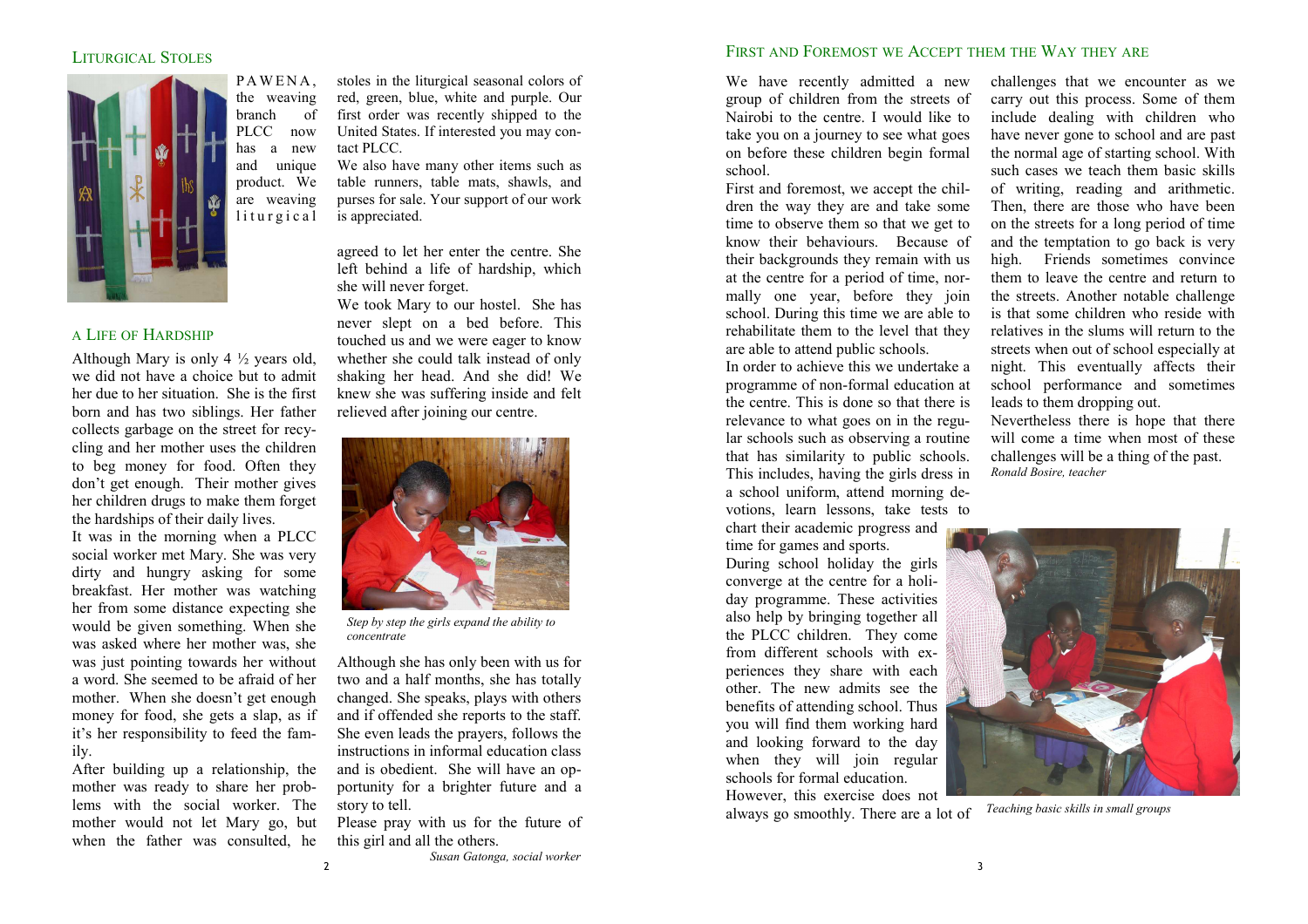## Liturgical Stoles

PAWENA, the weaving branch of PLCC now has a new and unique product. We are weaving liturgical stoles in the liturgical seasonal colors of red, green, blue, white and purple. Our first order was recently shipped to the United States. If interested you may contact PLCC.

We also have many other items such as table runners, table mats, shawls, and purses for sale. Your support of our work is appreciated.

## A Life of Hardship

Although Mary is only 4 ½ years old, we did not have a choice but to admit her due to her situation. She is the first born and has two siblings. Her father collects garbage on the street for recycling and her mother uses the children to beg money for food. Often they don't get enough. Their mother gives her children drugs to make them forget the hardships of their daily lives.

It was in the morning when a PLCC social worker met Mary. She was very dirty and hungry asking for some breakfast. Her mother was watching her from some distance expecting she would be given something. When she was asked where her mother was, she was just pointing towards her without a word. She seemed to be afraid of her mother. When she doesn't get enough money for food, she gets a slap, as if it's her responsibility to feed the family.

After building up a relationship, the mother was ready to share her problems with the social worker. The mother would not let Mary go, but when the father was consulted, he agreed to let her enter the centre. She left behind a life of hardship, which she will never forget.

We took Mary to our hostel. She has never slept on a bed before. This touched us and we were eager to know whether she could talk instead of only shaking her head. And she did! We knew she was suffering inside and felt relieved after joining our centre.

*Step by step the girls expand the ability to concentrate*

Although she has only been with us for two and a half months, she has totally changed. She speaks, plays with others and if offended she reports to the staff. She even leads the prayers, follows the instructions in informal education class and is obedient. She will have an opportunity for a brighter future and a story to tell.

Please pray with us for the future of this girl and all the others.

*Susan Gatonga, social worker*

## First and Foremost we Accept them the Way they are

We have recently admitted a new group of children from the streets of Nairobi to the centre. I would like to take you on a journey to see what goes on before these children begin formal school.

First and foremost, we accept the children the way they are and take some time to observe them so that we get to know their behaviours. Because of their backgrounds they remain with us at the centre for a period of time, normally one year, before they join school. During this time we are able to rehabilitate them to the level that they are able to attend public schools.

In order to achieve this we undertake a programme of non-formal education at the centre. This is done so that there is relevance to what goes on in the regular schools such as observing a routine that has similarity to public schools. This includes, having the girls dress in a school uniform, attend morning devotions, learn lessons, take tests to chart their academic progress and time for games and sports.

During school holiday the girls converge at the centre for a holiday programme. These activities also help by bringing together all the PLCC children. They come from different schools with experiences they share with each other. The new admits see the benefits of attending school. Thus you will find them working hard and looking forward to the day when they will join regular schools for formal education.

However, this exercise does not always go smoothly. There are a lot of challenges that we encounter as we carry out this process. Some of them include dealing with children who have never gone to school and are past the normal age of starting school. With such cases we teach them basic skills of writing, reading and arithmetic. Then, there are those who have been on the streets for a long period of time and the temptation to go back is very high. Friends sometimes convince them to leave the centre and return to the streets. Another notable challenge is that some children who reside with relatives in the slums will return to the streets when out of school especially at night. This eventually affects their school performance and sometimes leads to them dropping out.

Nevertheless there is hope that there will come a time when most of these challenges will be a thing of the past.

*Ronald Bosire, teacher*

*Teaching basic skills in small groups*